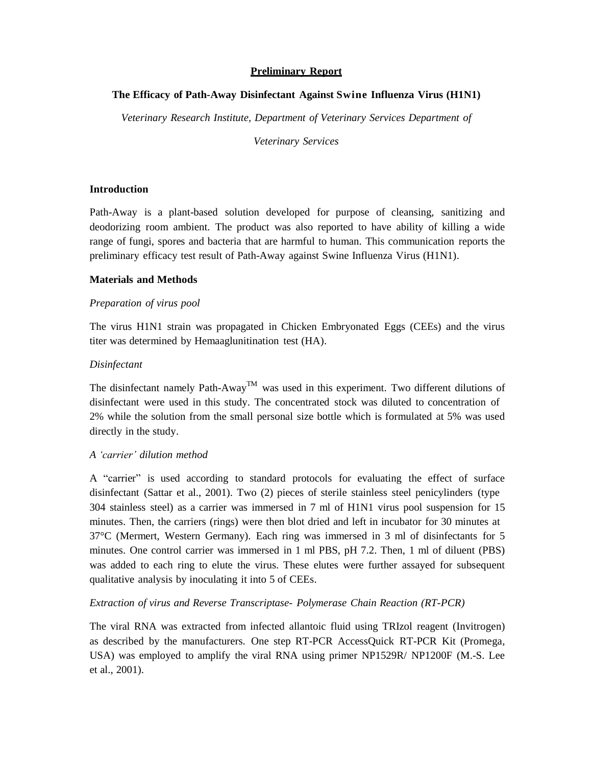**Preliminary Report**

**The Efficacy of Path-Away Disinfectant Against Swine Influenza Virus (H1N1)**

*Veterinary Research Institute, Department of Veterinary Services Department of Veterinary Services*

**Introduction**

Path-Away is a plant-based solution developed for purpose of cleansing, sanitizing and deodorizing room ambient. The product was also reported to have ability of killing a wide range of fungi, spores and bacteria that are harmful to human. This communication reports the preliminary efficacy test result of Path-Away against Swine Influenza Virus (H1N1).

**Materials and Methods**

*Preparation of virus pool*

The virus H1N1 strain was propagated in Chicken Embryonated Eggs (CEEs) and the virus titer was determined by Hemaaglunitination test (HA).

*Disinfectant*

The disinfectant namely Path-Away$^{TM}$ was used in this experiment. Two different dilutions of disinfectant were used in this study. The concentrated stock was diluted to concentration of 2% while the solution from the small personal size bottle which is formulated at 5% was used directly in the study.

*A 'carrier' dilution method*

A "carrier" is used according to standard protocols for evaluating the effect of surface disinfectant (Sattar et al., 2001). Two (2) pieces of sterile stainless steel penicylinders (type 304 stainless steel) as a carrier was immersed in 7 ml of H1N1 virus pool suspension for 15 minutes. Then, the carriers (rings) were then blot dried and left in incubator for 30 minutes at 37°C (Mermert, Western Germany). Each ring was immersed in 3 ml of disinfectants for 5 minutes. One control carrier was immersed in 1 ml PBS, pH 7.2. Then, 1 ml of diluent (PBS) was added to each ring to elute the virus. These elutes were further assayed for subsequent qualitative analysis by inoculating it into 5 of CEEs.

*Extraction of virus and Reverse Transcriptase- Polymerase Chain Reaction (RT-PCR)*

The viral RNA was extracted from infected allantoic fluid using TRIzol reagent (Invitrogen) as described by the manufacturers. One step RT-PCR AccessQuick RT-PCR Kit (Promega, USA) was employed to amplify the viral RNA using primer NP1529R/ NP1200F (M.-S. Lee et al., 2001).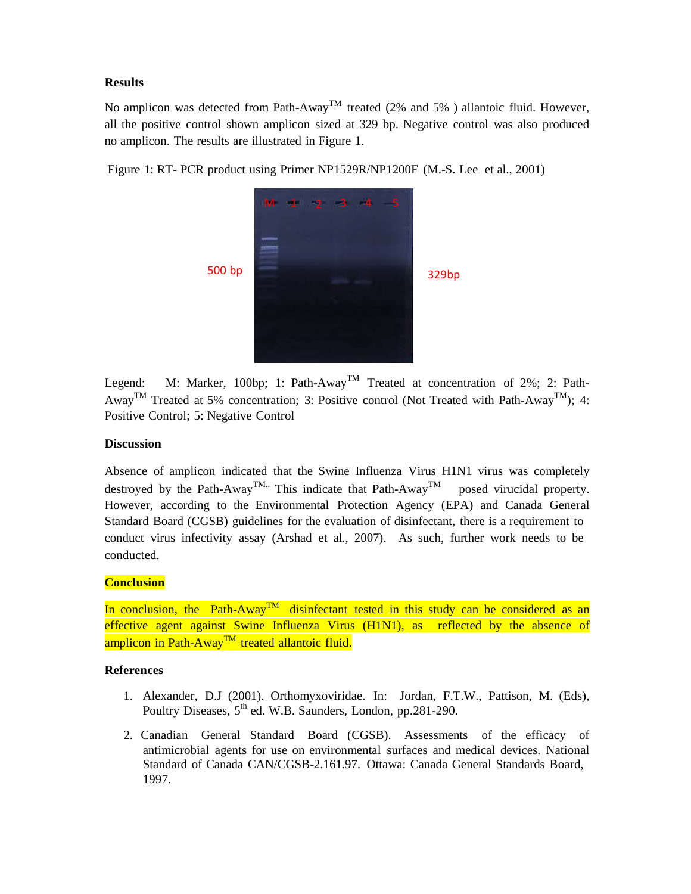### Results

No amplicon was detected from Path-Away™ treated (2% and 5% ) allantoic fluid. However, all the positive control shown amplicon sized at 329 bp. Negative control was also produced no amplicon. The results are illustrated in Figure 1.

Figure 1: RT- PCR product using Primer NP1529R/NP1200F (M.-S. Lee et al., 2001)

Legend: M: Marker, 100bp; 1: Path-Away™ Treated at concentration of 2%; 2: Path-Away™ Treated at 5% concentration; 3: Positive control (Not Treated with Path-Away™); 4: Positive Control; 5: Negative Control

### Discussion

Absence of amplicon indicated that the Swine Influenza Virus H1N1 virus was completely destroyed by the Path-Away™. This indicate that Path-Away™ posed virucidal property. However, according to the Environmental Protection Agency (EPA) and Canada General Standard Board (CGSB) guidelines for the evaluation of disinfectant, there is a requirement to conduct virus infectivity assay (Arshad et al., 2007). As such, further work needs to be conducted.

### Conclusion

In conclusion, the Path-Away™ disinfectant tested in this study can be considered as an effective agent against Swine Influenza Virus (H1N1), as reflected by the absence of amplicon in Path-Away™ treated allantoic fluid.

### References

1. Alexander, D.J (2001). Orthomyxoviridae. In: Jordan, F.T.W., Pattison, M. (Eds), Poultry Diseases, 5th ed. W.B. Saunders, London, pp.281-290.
2. Canadian General Standard Board (CGSB). Assessments of the efficacy of antimicrobial agents for use on environmental surfaces and medical devices. National Standard of Canada CAN/CGSB-2.161.97. Ottawa: Canada General Standards Board, 1997.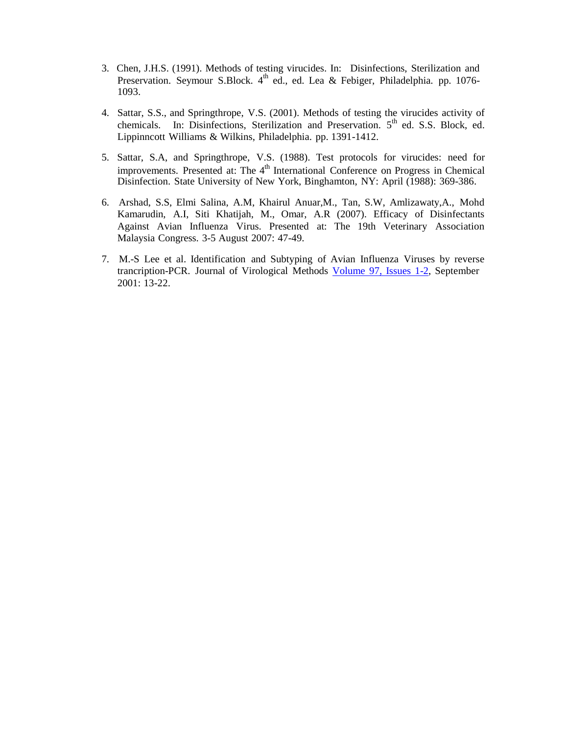3. Chen, J.H.S. (1991). Methods of testing virucides. In: Disinfections, Sterilization and Preservation. Seymour S.Block. 4th ed., ed. Lea & Febiger, Philadelphia. pp. 1076-1093.

4. Sattar, S.S., and Springthrope, V.S. (2001). Methods of testing the virucides activity of chemicals. In: Disinfections, Sterilization and Preservation. 5th ed. S.S. Block, ed. Lippinncott Williams & Wilkins, Philadelphia. pp. 1391-1412.

5. Sattar, S.A, and Springthrope, V.S. (1988). Test protocols for virucides: need for improvements. Presented at: The 4th International Conference on Progress in Chemical Disinfection. State University of New York, Binghamton, NY: April (1988): 369-386.

6. Arshad, S.S, Elmi Salina, A.M, Khairul Anuar,M., Tan, S.W, Amlizawaty,A., Mohd Kamarudin, A.I, Siti Khatijah, M., Omar, A.R (2007). Efficacy of Disinfectants Against Avian Influenza Virus. Presented at: The 19th Veterinary Association Malaysia Congress. 3-5 August 2007: 47-49.

7. M.-S Lee et al. Identification and Subtyping of Avian Influenza Viruses by reverse trancription-PCR. Journal of Virological Methods Volume 97, Issues 1-2, September 2001: 13-22.